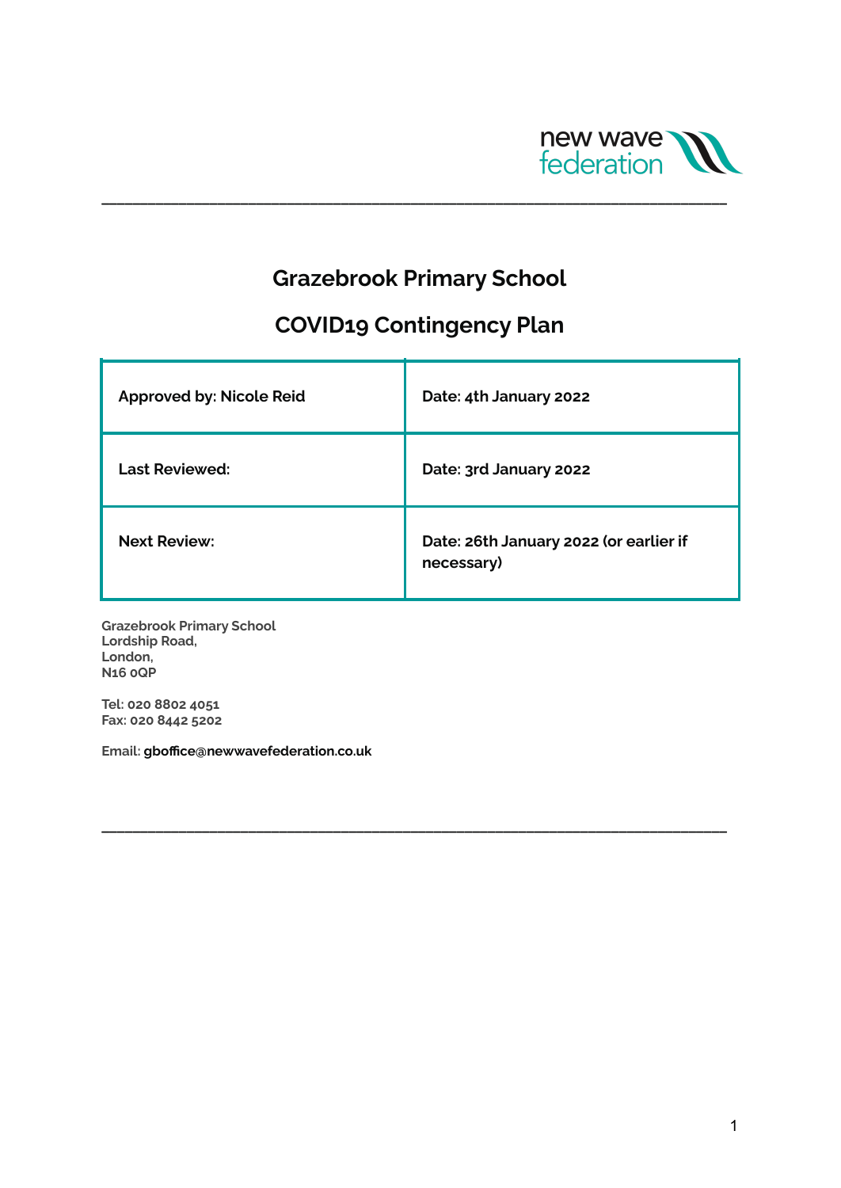new wave federation

# Grazebrook Primary School

# COVID19 Contingency Plan

| Approved by: Nicole Reid | Date: 4th January 2022 |
| --- | --- |
| Last Reviewed: | Date: 3rd January 2022 |
| Next Review: | Date: 26th January 2022 (or earlier if necessary) |

**Grazebrook Primary School**
**Lordship Road,**
**London,**
**N16 0QP**

**Tel: 020 8802 4051**
**Fax: 020 8442 5202**

**Email: gboffice@newwavefederation.co.uk**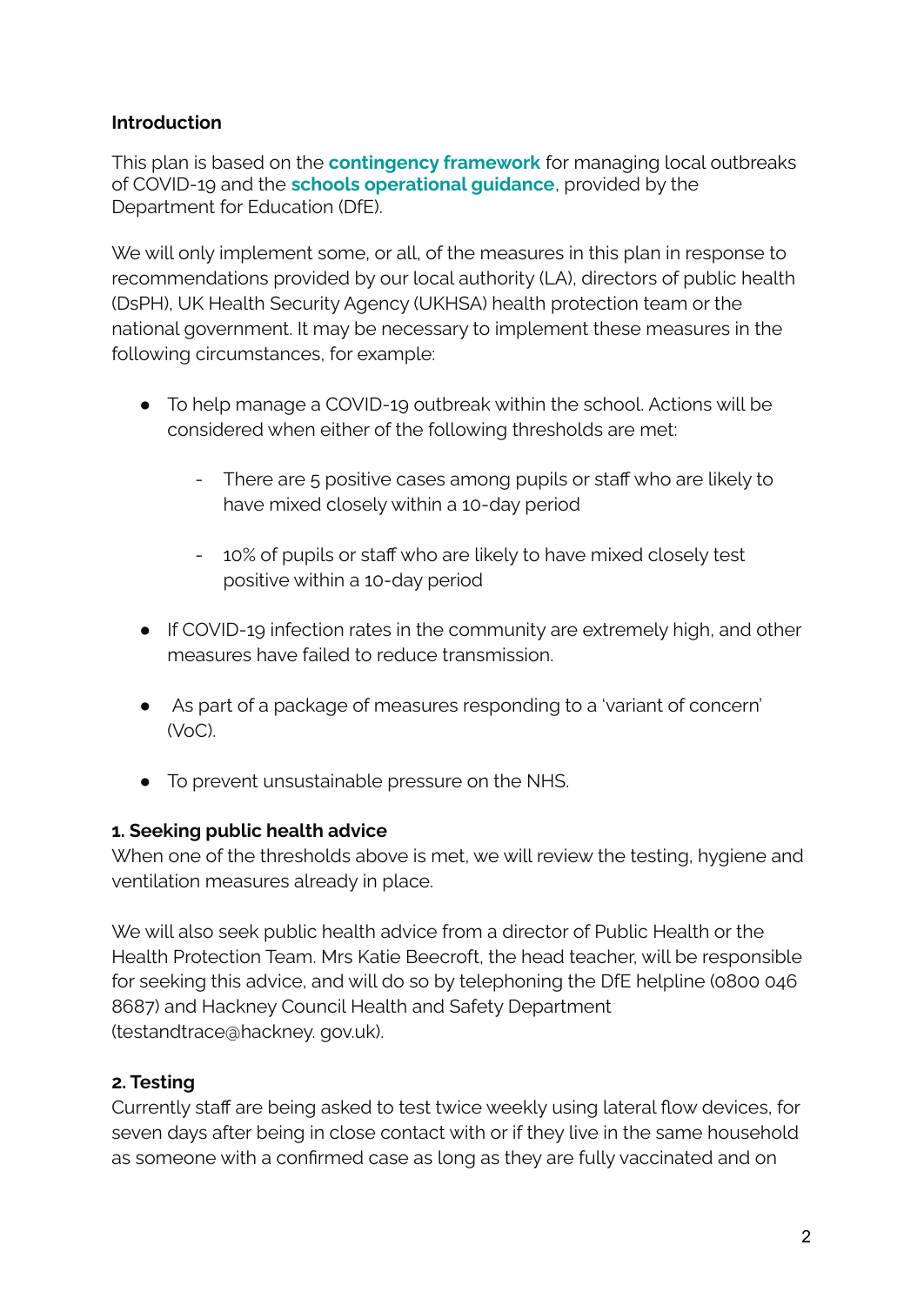**Introduction**

This plan is based on the **contingency framework** for managing local outbreaks of COVID-19 and the **schools operational guidance**, provided by the Department for Education (DfE).

We will only implement some, or all, of the measures in this plan in response to recommendations provided by our local authority (LA), directors of public health (DsPH), UK Health Security Agency (UKHSA) health protection team or the national government. It may be necessary to implement these measures in the following circumstances, for example:

- To help manage a COVID-19 outbreak within the school. Actions will be considered when either of the following thresholds are met:
    - There are 5 positive cases among pupils or staff who are likely to have mixed closely within a 10-day period
    - 10% of pupils or staff who are likely to have mixed closely test positive within a 10-day period
- If COVID-19 infection rates in the community are extremely high, and other measures have failed to reduce transmission.
- As part of a package of measures responding to a 'variant of concern' (VoC).
- To prevent unsustainable pressure on the NHS.

**1. Seeking public health advice**

When one of the thresholds above is met, we will review the testing, hygiene and ventilation measures already in place.

We will also seek public health advice from a director of Public Health or the Health Protection Team. Mrs Katie Beecroft, the head teacher, will be responsible for seeking this advice, and will do so by telephoning the DfE helpline (0800 046 8687) and Hackney Council Health and Safety Department (testandtrace@hackney. gov.uk).

**2. Testing**

Currently staff are being asked to test twice weekly using lateral flow devices, for seven days after being in close contact with or if they live in the same household as someone with a confirmed case as long as they are fully vaccinated and on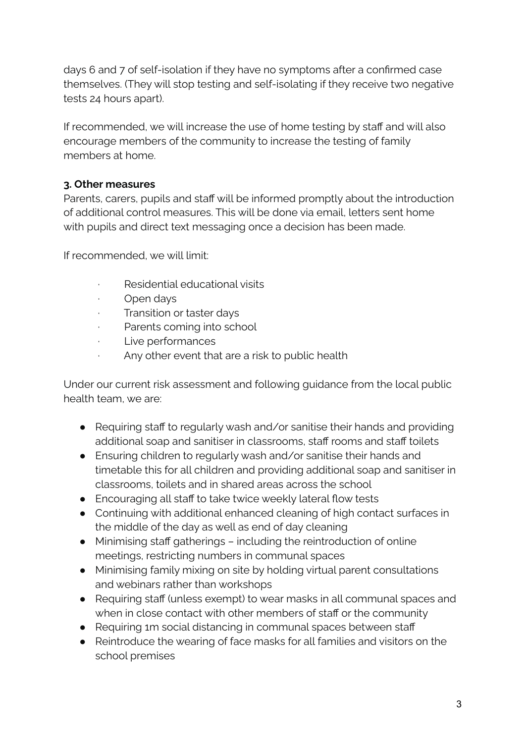days 6 and 7 of self-isolation if they have no symptoms after a confirmed case themselves. (They will stop testing and self-isolating if they receive two negative tests 24 hours apart).

If recommended, we will increase the use of home testing by staff and will also encourage members of the community to increase the testing of family members at home.

**3. Other measures**

Parents, carers, pupils and staff will be informed promptly about the introduction of additional control measures. This will be done via email, letters sent home with pupils and direct text messaging once a decision has been made.

If recommended, we will limit:

- Residential educational visits
- Open days
- Transition or taster days
- Parents coming into school
- Live performances
- Any other event that are a risk to public health

Under our current risk assessment and following guidance from the local public health team, we are:

- Requiring staff to regularly wash and/or sanitise their hands and providing additional soap and sanitiser in classrooms, staff rooms and staff toilets
- Ensuring children to regularly wash and/or sanitise their hands and timetable this for all children and providing additional soap and sanitiser in classrooms, toilets and in shared areas across the school
- Encouraging all staff to take twice weekly lateral flow tests
- Continuing with additional enhanced cleaning of high contact surfaces in the middle of the day as well as end of day cleaning
- Minimising staff gatherings – including the reintroduction of online meetings, restricting numbers in communal spaces
- Minimising family mixing on site by holding virtual parent consultations and webinars rather than workshops
- Requiring staff (unless exempt) to wear masks in all communal spaces and when in close contact with other members of staff or the community
- Requiring 1m social distancing in communal spaces between staff
- Reintroduce the wearing of face masks for all families and visitors on the school premises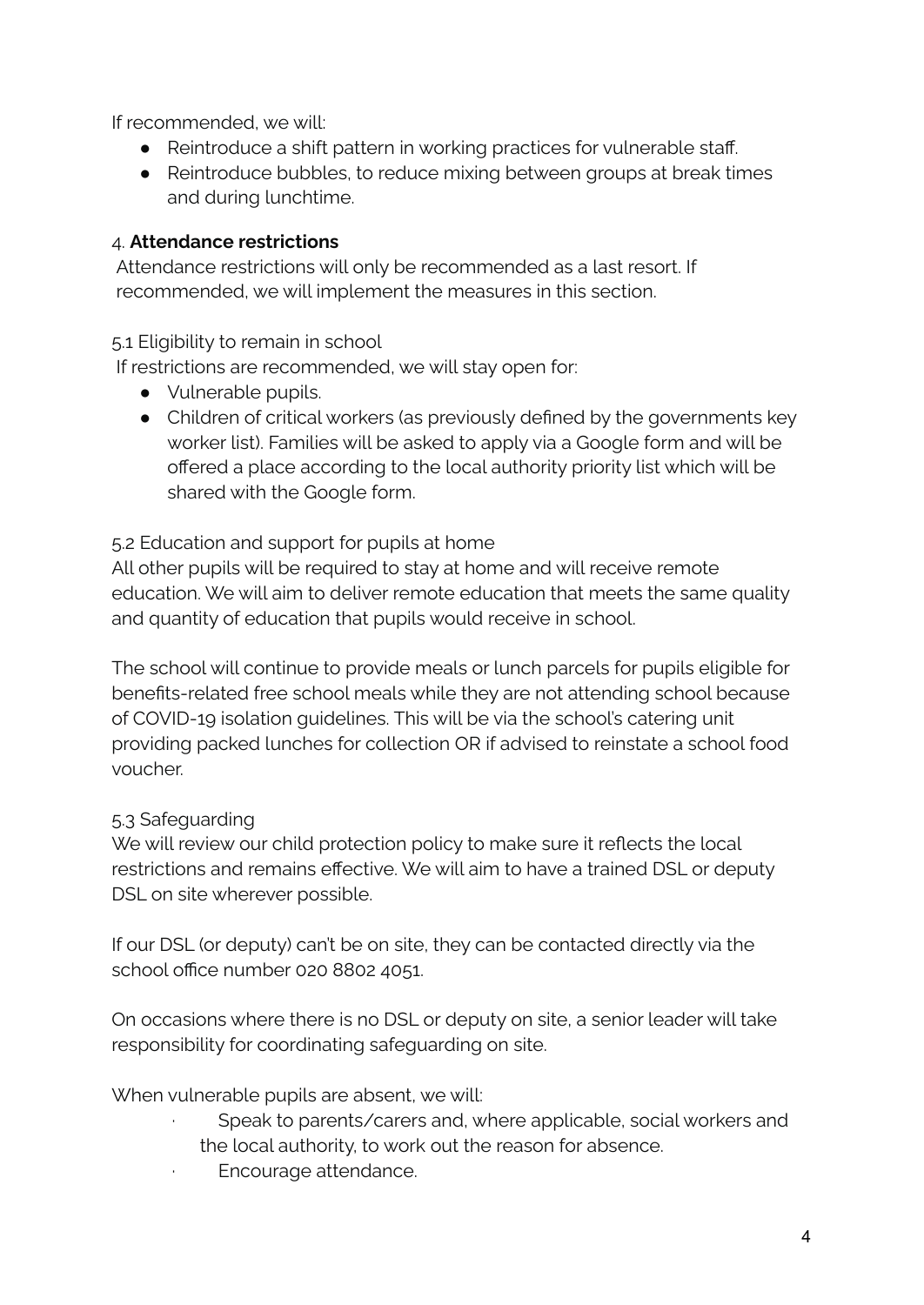If recommended, we will:

- Reintroduce a shift pattern in working practices for vulnerable staff.
- Reintroduce bubbles, to reduce mixing between groups at break times and during lunchtime.

4. **Attendance restrictions**

Attendance restrictions will only be recommended as a last resort. If recommended, we will implement the measures in this section.

5.1 Eligibility to remain in school

If restrictions are recommended, we will stay open for:

- Vulnerable pupils.
- Children of critical workers (as previously defined by the governments key worker list). Families will be asked to apply via a Google form and will be offered a place according to the local authority priority list which will be shared with the Google form.

5.2 Education and support for pupils at home

All other pupils will be required to stay at home and will receive remote education. We will aim to deliver remote education that meets the same quality and quantity of education that pupils would receive in school.

The school will continue to provide meals or lunch parcels for pupils eligible for benefits-related free school meals while they are not attending school because of COVID-19 isolation guidelines. This will be via the school's catering unit providing packed lunches for collection OR if advised to reinstate a school food voucher.

5.3 Safeguarding

We will review our child protection policy to make sure it reflects the local restrictions and remains effective. We will aim to have a trained DSL or deputy DSL on site wherever possible.

If our DSL (or deputy) can't be on site, they can be contacted directly via the school office number 020 8802 4051.

On occasions where there is no DSL or deputy on site, a senior leader will take responsibility for coordinating safeguarding on site.

When vulnerable pupils are absent, we will:

- Speak to parents/carers and, where applicable, social workers and the local authority, to work out the reason for absence.
- Encourage attendance.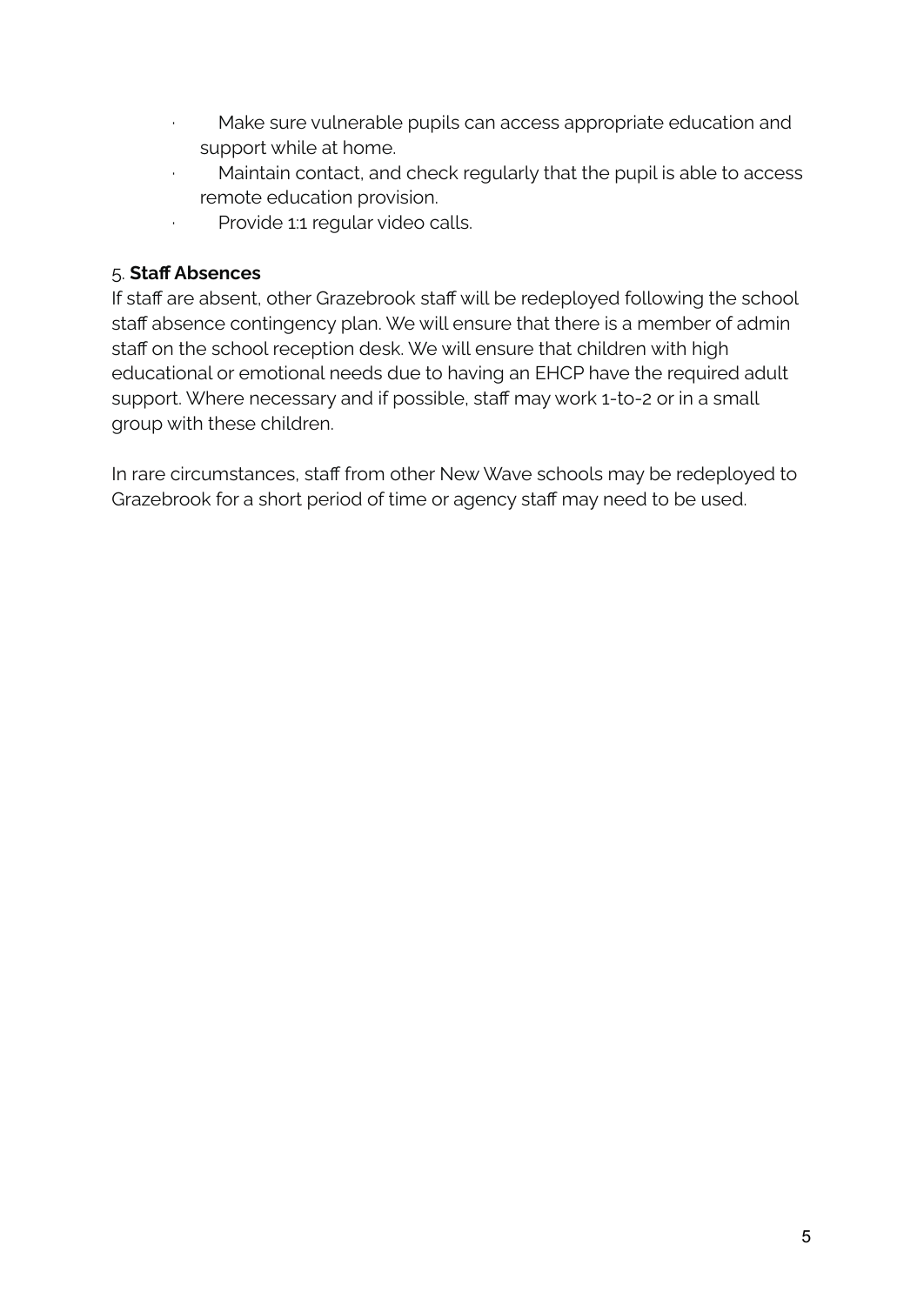- Make sure vulnerable pupils can access appropriate education and support while at home.
- Maintain contact, and check regularly that the pupil is able to access remote education provision.
- Provide 1:1 regular video calls.

5. **Staff Absences**

If staff are absent, other Grazebrook staff will be redeployed following the school staff absence contingency plan. We will ensure that there is a member of admin staff on the school reception desk. We will ensure that children with high educational or emotional needs due to having an EHCP have the required adult support. Where necessary and if possible, staff may work 1-to-2 or in a small group with these children.

In rare circumstances, staff from other New Wave schools may be redeployed to Grazebrook for a short period of time or agency staff may need to be used.